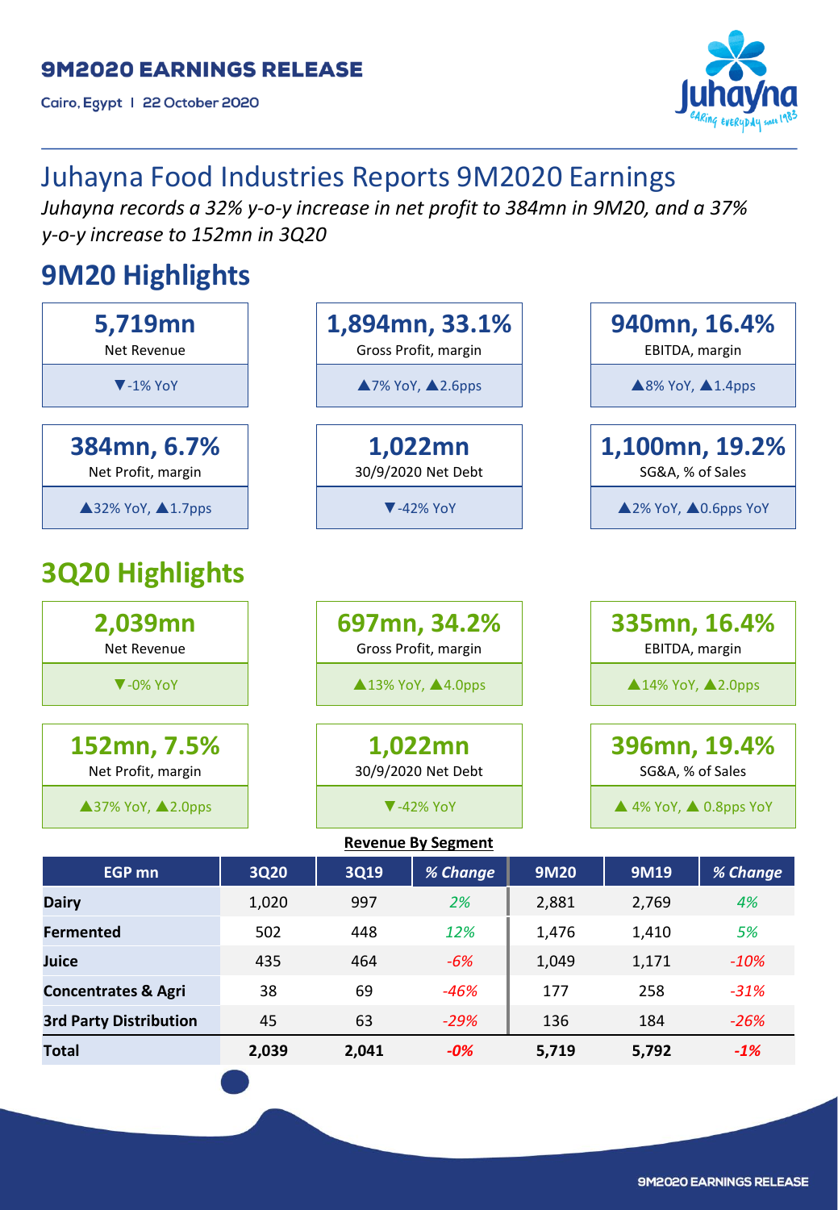**9M2020 EARNINGS RELEASE**

Cairo, Egypt | 22 October 2020

# Juhayna Food Industries Reports 9M2020 Earnings

*Juhayna records a 32% y-o-y increase in net profit to 384mn in 9M20, and a 37% y-o-y increase to 152mn in 3Q20*

## 9M20 Highlights

| **5,719mn** Net Revenue | **1,894mn, 33.1%** Gross Profit, margin | **940mn, 16.4%** EBITDA, margin |
|---|---|---|
| ▼-1% YoY | ▲7% YoY, ▲2.6pps | ▲8% YoY, ▲1.4pps |

| **384mn, 6.7%** Net Profit, margin | **1,022mn** 30/9/2020 Net Debt | **1,100mn, 19.2%** SG&A, % of Sales |
|---|---|---|
| ▲32% YoY, ▲1.7pps | ▼-42% YoY | ▲2% YoY, ▲0.6pps YoY |

## 3Q20 Highlights

| **2,039mn** Net Revenue | **697mn, 34.2%** Gross Profit, margin | **335mn, 16.4%** EBITDA, margin |
|---|---|---|
| ▼-0% YoY | ▲13% YoY, ▲4.0pps | ▲14% YoY, ▲2.0pps |

| **152mn, 7.5%** Net Profit, margin | **1,022mn** 30/9/2020 Net Debt | **396mn, 19.4%** SG&A, % of Sales |
|---|---|---|
| ▲37% YoY, ▲2.0pps | ▼-42% YoY | ▲ 4% YoY, ▲ 0.8pps YoY |

**Revenue By Segment**

| EGP mn | 3Q20 | 3Q19 | *% Change* | 9M20 | 9M19 | *% Change* |
|---|---|---|---|---|---|---|
| **Dairy** | 1,020 | 997 | *2%* | 2,881 | 2,769 | *4%* |
| **Fermented** | 502 | 448 | *12%* | 1,476 | 1,410 | *5%* |
| **Juice** | 435 | 464 | *-6%* | 1,049 | 1,171 | *-10%* |
| **Concentrates & Agri** | 38 | 69 | *-46%* | 177 | 258 | *-31%* |
| **3rd Party Distribution** | 45 | 63 | *-29%* | 136 | 184 | *-26%* |
| **Total** | **2,039** | **2,041** | ***-0%*** | **5,719** | **5,792** | ***-1%*** |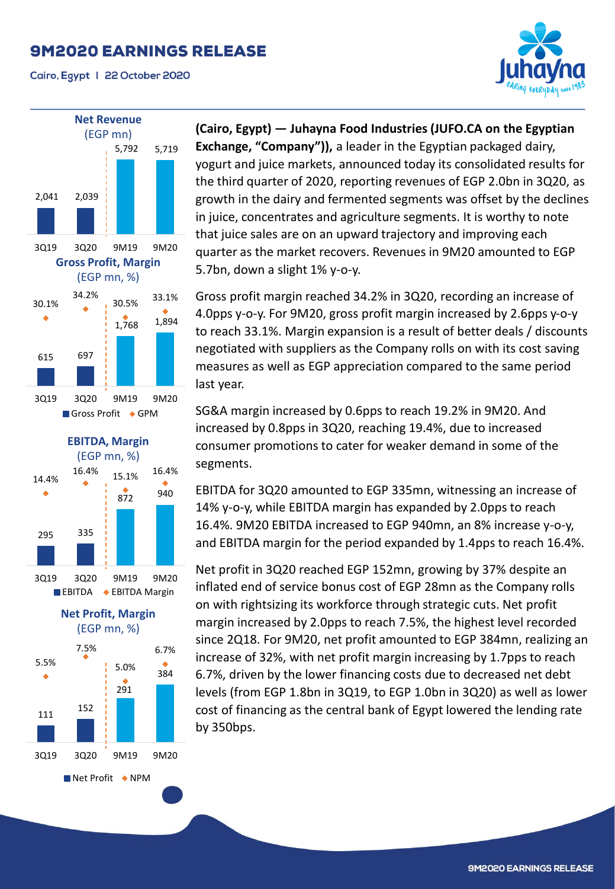# 9M2020 EARNINGS RELEASE

Cairo, Egypt | 22 October 2020

**Net Revenue**
(EGP mn)

| 3Q19 | 3Q20 | 9M19 | 9M20 |
|---|---|---|---|
| 2,041 | 2,039 | 5,792 | 5,719 |

**Gross Profit, Margin**
(EGP mn, %)

| | 3Q19 | 3Q20 | 9M19 | 9M20 |
|---|---|---|---|---|
| Gross Profit | 615 | 697 | 1,768 | 1,894 |
| GPM | 30.1% | 34.2% | 30.5% | 33.1% |

**EBITDA, Margin**
(EGP mn, %)

| | 3Q19 | 3Q20 | 9M19 | 9M20 |
|---|---|---|---|---|
| EBITDA | 295 | 335 | 872 | 940 |
| EBITDA Margin | 14.4% | 16.4% | 15.1% | 16.4% |

**Net Profit, Margin**
(EGP mn, %)

| | 3Q19 | 3Q20 | 9M19 | 9M20 |
|---|---|---|---|---|
| Net Profit | 111 | 152 | 291 | 384 |
| NPM | 5.5% | 7.5% | 5.0% | 6.7% |

**(Cairo, Egypt) — Juhayna Food Industries (JUFO.CA on the Egyptian Exchange, "Company")),** a leader in the Egyptian packaged dairy, yogurt and juice markets, announced today its consolidated results for the third quarter of 2020, reporting revenues of EGP 2.0bn in 3Q20, as growth in the dairy and fermented segments was offset by the declines in juice, concentrates and agriculture segments. It is worthy to note that juice sales are on an upward trajectory and improving each quarter as the market recovers. Revenues in 9M20 amounted to EGP 5.7bn, down a slight 1% y-o-y.

Gross profit margin reached 34.2% in 3Q20, recording an increase of 4.0pps y-o-y. For 9M20, gross profit margin increased by 2.6pps y-o-y to reach 33.1%. Margin expansion is a result of better deals / discounts negotiated with suppliers as the Company rolls on with its cost saving measures as well as EGP appreciation compared to the same period last year.

SG&A margin increased by 0.6pps to reach 19.2% in 9M20. And increased by 0.8pps in 3Q20, reaching 19.4%, due to increased consumer promotions to cater for weaker demand in some of the segments.

EBITDA for 3Q20 amounted to EGP 335mn, witnessing an increase of 14% y-o-y, while EBITDA margin has expanded by 2.0pps to reach 16.4%. 9M20 EBITDA increased to EGP 940mn, an 8% increase y-o-y, and EBITDA margin for the period expanded by 1.4pps to reach 16.4%.

Net profit in 3Q20 reached EGP 152mn, growing by 37% despite an inflated end of service bonus cost of EGP 28mn as the Company rolls on with rightsizing its workforce through strategic cuts. Net profit margin increased by 2.0pps to reach 7.5%, the highest level recorded since 2Q18. For 9M20, net profit amounted to EGP 384mn, realizing an increase of 32%, with net profit margin increasing by 1.7pps to reach 6.7%, driven by the lower financing costs due to decreased net debt levels (from EGP 1.8bn in 3Q19, to EGP 1.0bn in 3Q20) as well as lower cost of financing as the central bank of Egypt lowered the lending rate by 350bps.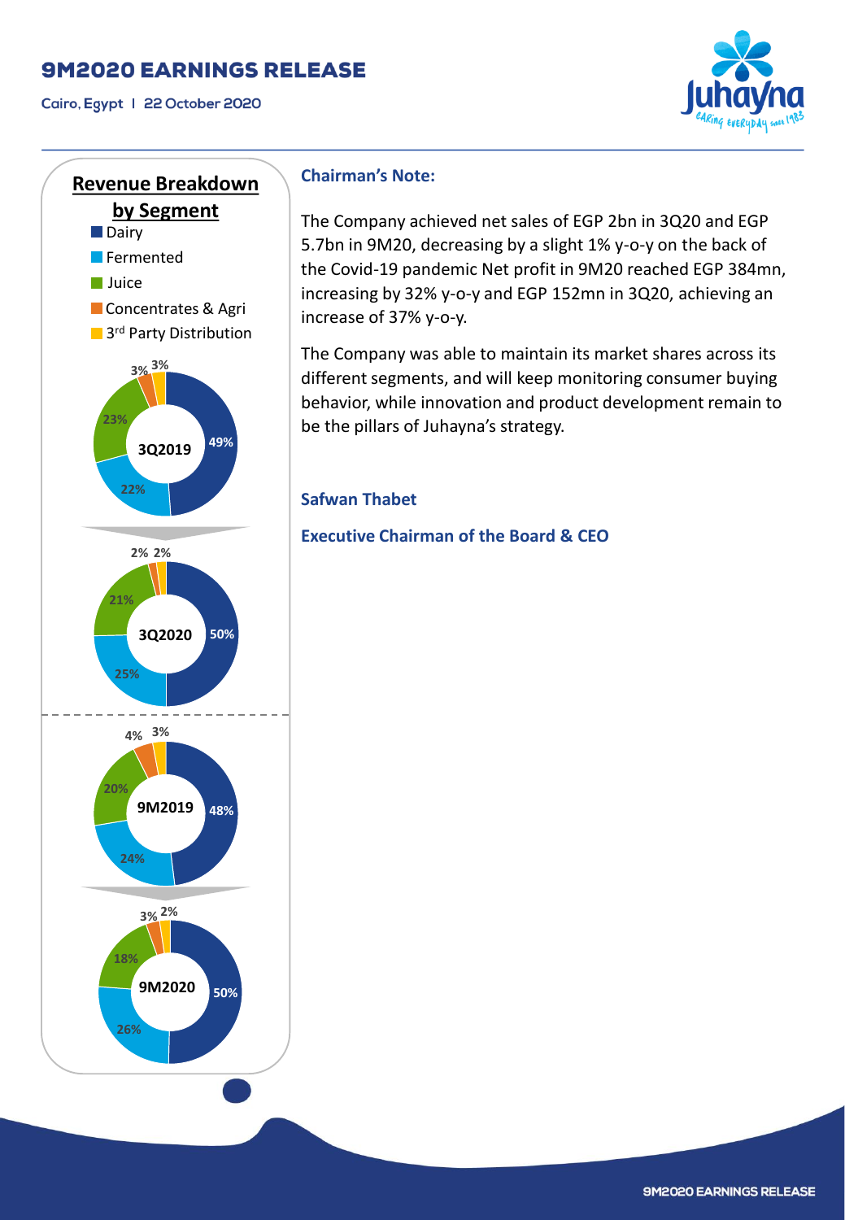## Revenue Breakdown by Segment

- Dairy
- Fermented
- Juice
- Concentrates & Agri
- 3rd Party Distribution

| Segment | 3Q2019 | 3Q2020 | 9M2019 | 9M2020 |
|---|---|---|---|---|
| Dairy | 49% | 50% | 48% | 50% |
| Fermented | 22% | 25% | 24% | 26% |
| Juice | 23% | 21% | 20% | 18% |
| Concentrates & Agri | 3% | 2% | 4% | 3% |
| 3rd Party Distribution | 3% | 2% | 3% | 2% |

## Chairman's Note:

The Company achieved net sales of EGP 2bn in 3Q20 and EGP 5.7bn in 9M20, decreasing by a slight 1% y-o-y on the back of the Covid-19 pandemic Net profit in 9M20 reached EGP 384mn, increasing by 32% y-o-y and EGP 152mn in 3Q20, achieving an increase of 37% y-o-y.

The Company was able to maintain its market shares across its different segments, and will keep monitoring consumer buying behavior, while innovation and product development remain to be the pillars of Juhayna's strategy.

**Safwan Thabet**

**Executive Chairman of the Board & CEO**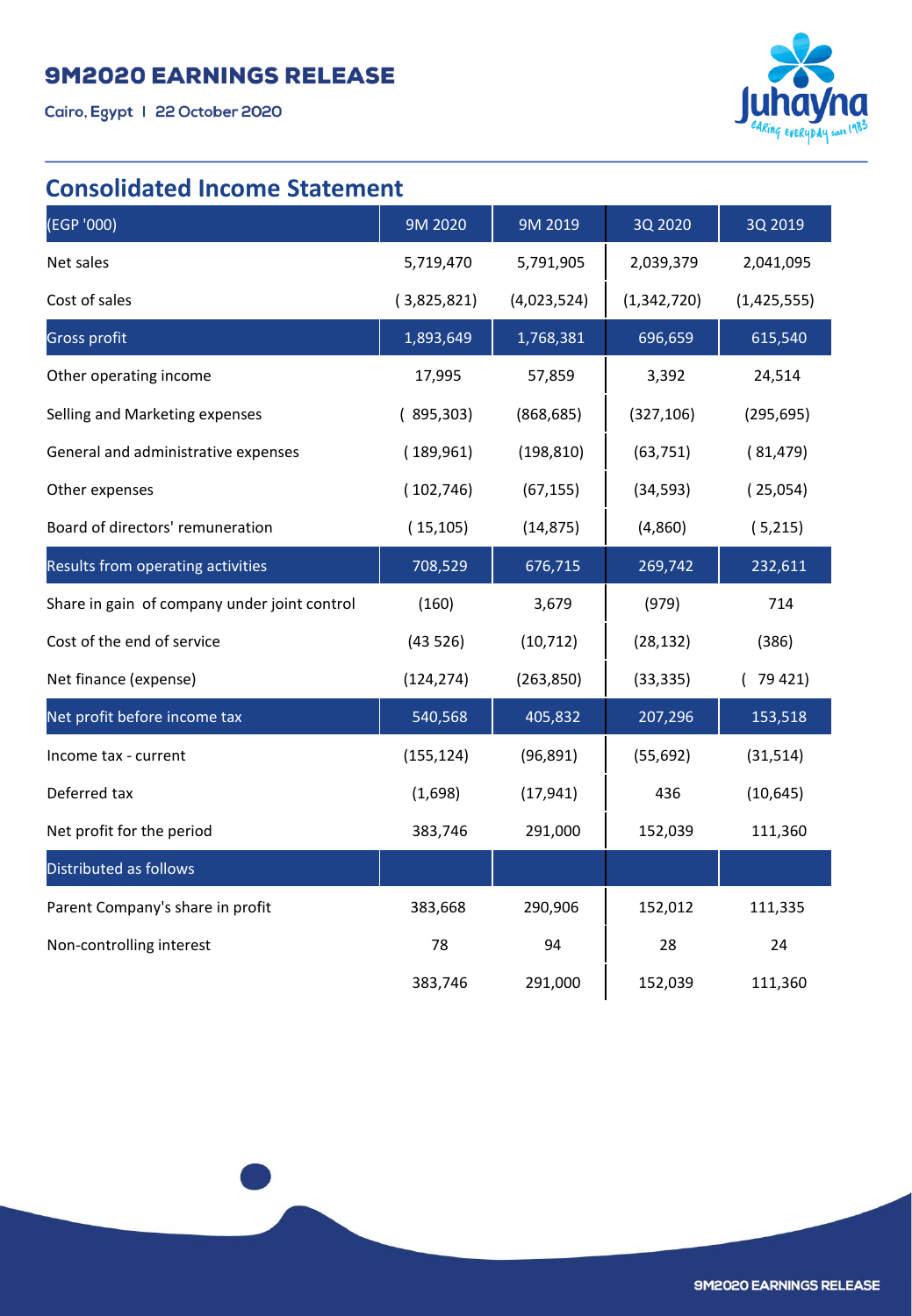## Consolidated Income Statement

| (EGP '000) | 9M 2020 | 9M 2019 | 3Q 2020 | 3Q 2019 |
|---|---|---|---|---|
| Net sales | 5,719,470 | 5,791,905 | 2,039,379 | 2,041,095 |
| Cost of sales | ( 3,825,821) | (4,023,524) | (1,342,720) | (1,425,555) |
| Gross profit | 1,893,649 | 1,768,381 | 696,659 | 615,540 |
| Other operating income | 17,995 | 57,859 | 3,392 | 24,514 |
| Selling and Marketing expenses | ( 895,303) | (868,685) | (327,106) | (295,695) |
| General and administrative expenses | ( 189,961) | (198,810) | (63,751) | ( 81,479) |
| Other expenses | ( 102,746) | (67,155) | (34,593) | ( 25,054) |
| Board of directors' remuneration | ( 15,105) | (14,875) | (4,860) | ( 5,215) |
| Results from operating activities | 708,529 | 676,715 | 269,742 | 232,611 |
| Share in gain of company under joint control | (160) | 3,679 | (979) | 714 |
| Cost of the end of service | (43 526) | (10,712) | (28,132) | (386) |
| Net finance (expense) | (124,274) | (263,850) | (33,335) | ( 79 421) |
| Net profit before income tax | 540,568 | 405,832 | 207,296 | 153,518 |
| Income tax - current | (155,124) | (96,891) | (55,692) | (31,514) |
| Deferred tax | (1,698) | (17,941) | 436 | (10,645) |
| Net profit for the period | 383,746 | 291,000 | 152,039 | 111,360 |
| Distributed as follows | | | | |
| Parent Company's share in profit | 383,668 | 290,906 | 152,012 | 111,335 |
| Non-controlling interest | 78 | 94 | 28 | 24 |
| | 383,746 | 291,000 | 152,039 | 111,360 |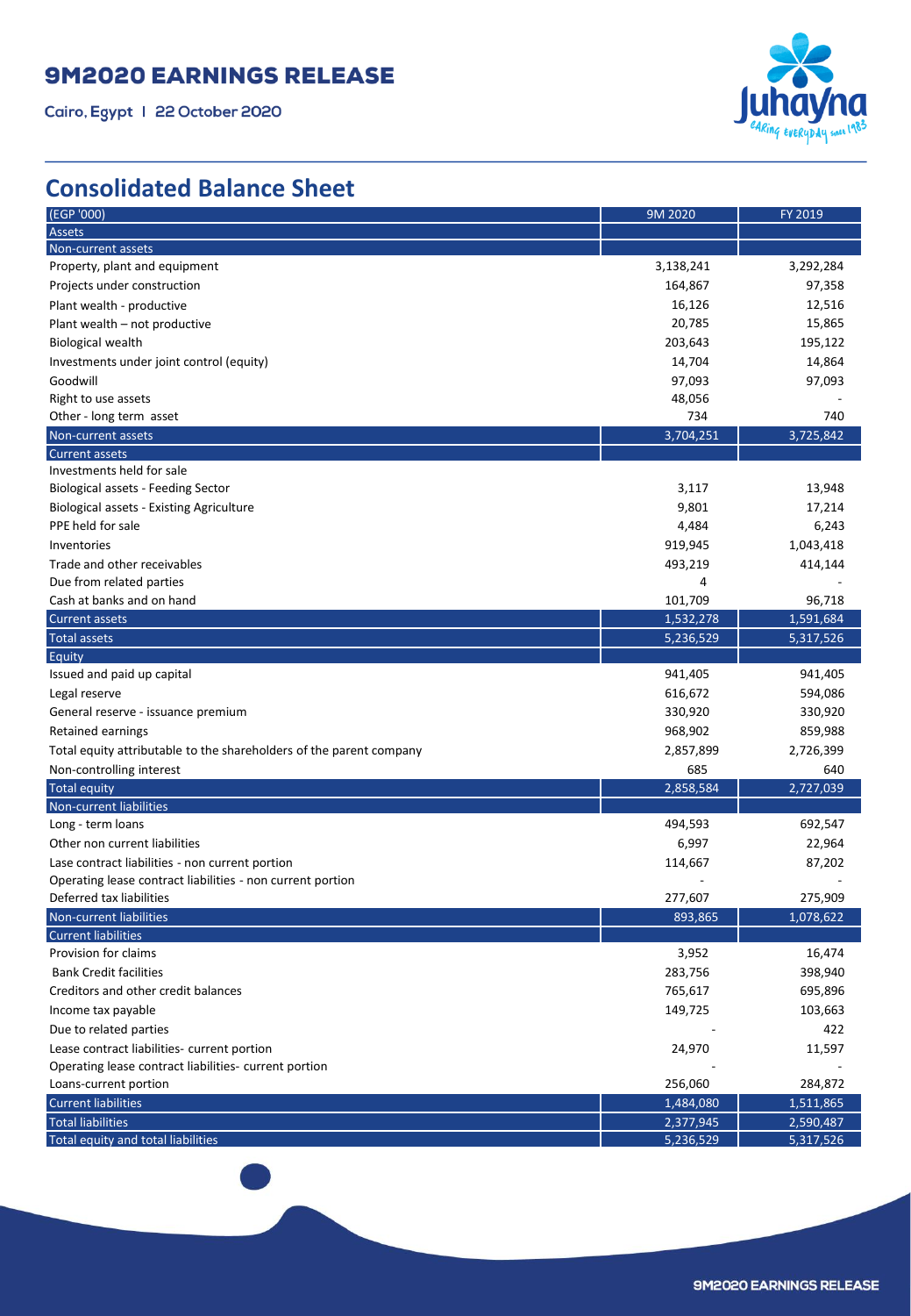# 9M2020 EARNINGS RELEASE

Cairo, Egypt | 22 October 2020

## Consolidated Balance Sheet

| (EGP '000) | 9M 2020 | FY 2019 |
|---|---|---|
| **Assets** | | |
| **Non-current assets** | | |
| Property, plant and equipment | 3,138,241 | 3,292,284 |
| Projects under construction | 164,867 | 97,358 |
| Plant wealth - productive | 16,126 | 12,516 |
| Plant wealth – not productive | 20,785 | 15,865 |
| Biological wealth | 203,643 | 195,122 |
| Investments under joint control (equity) | 14,704 | 14,864 |
| Goodwill | 97,093 | 97,093 |
| Right to use assets | 48,056 | - |
| Other - long term asset | 734 | 740 |
| **Non-current assets** | 3,704,251 | 3,725,842 |
| **Current assets** | | |
| Investments held for sale | | |
| Biological assets - Feeding Sector | 3,117 | 13,948 |
| Biological assets - Existing Agriculture | 9,801 | 17,214 |
| PPE held for sale | 4,484 | 6,243 |
| Inventories | 919,945 | 1,043,418 |
| Trade and other receivables | 493,219 | 414,144 |
| Due from related parties | 4 | - |
| Cash at banks and on hand | 101,709 | 96,718 |
| **Current assets** | 1,532,278 | 1,591,684 |
| **Total assets** | 5,236,529 | 5,317,526 |
| **Equity** | | |
| Issued and paid up capital | 941,405 | 941,405 |
| Legal reserve | 616,672 | 594,086 |
| General reserve - issuance premium | 330,920 | 330,920 |
| Retained earnings | 968,902 | 859,988 |
| Total equity attributable to the shareholders of the parent company | 2,857,899 | 2,726,399 |
| Non-controlling interest | 685 | 640 |
| **Total equity** | 2,858,584 | 2,727,039 |
| **Non-current liabilities** | | |
| Long - term loans | 494,593 | 692,547 |
| Other non current liabilities | 6,997 | 22,964 |
| Lase contract liabilities - non current portion | 114,667 | 87,202 |
| Operating lease contract liabilities - non current portion | - | - |
| Deferred tax liabilities | 277,607 | 275,909 |
| **Non-current liabilities** | 893,865 | 1,078,622 |
| **Current liabilities** | | |
| Provision for claims | 3,952 | 16,474 |
| Bank Credit facilities | 283,756 | 398,940 |
| Creditors and other credit balances | 765,617 | 695,896 |
| Income tax payable | 149,725 | 103,663 |
| Due to related parties | - | 422 |
| Lease contract liabilities- current portion | 24,970 | 11,597 |
| Operating lease contract liabilities- current portion | - | - |
| Loans-current portion | 256,060 | 284,872 |
| **Current liabilities** | 1,484,080 | 1,511,865 |
| **Total liabilities** | 2,377,945 | 2,590,487 |
| **Total equity and total liabilities** | 5,236,529 | 5,317,526 |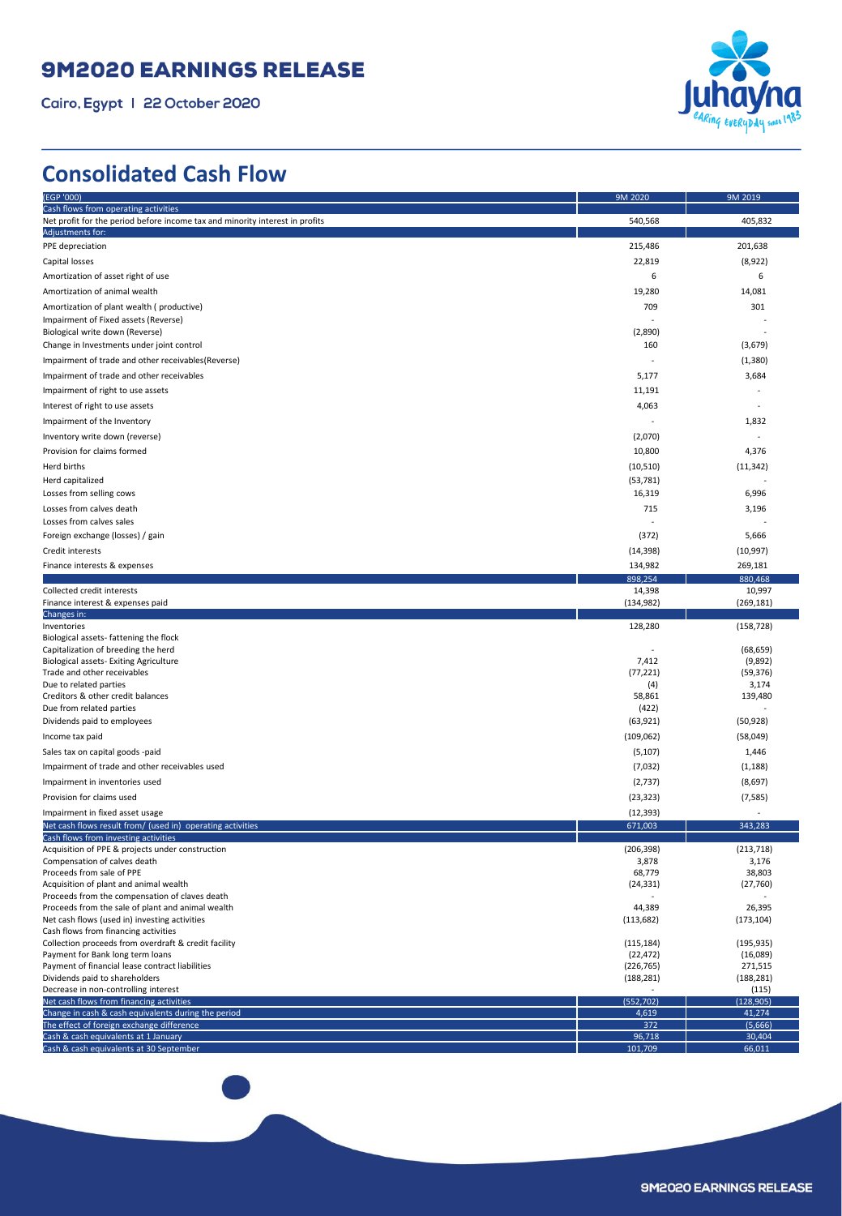## Consolidated Cash Flow

| (EGP '000) | 9M 2020 | 9M 2019 |
|---|---|---|
| Cash flows from operating activities | | |
| Net profit for the period before income tax and minority interest in profits | 540,568 | 405,832 |
| Adjustments for: | | |
| PPE depreciation | 215,486 | 201,638 |
| Capital losses | 22,819 | (8,922) |
| Amortization of asset right of use | 6 | 6 |
| Amortization of animal wealth | 19,280 | 14,081 |
| Amortization of plant wealth ( productive) | 709 | 301 |
| Impairment of Fixed assets (Reverse) | - | - |
| Biological write down (Reverse) | (2,890) | - |
| Change in Investments under joint control | 160 | (3,679) |
| Impairment of trade and other receivables(Reverse) | - | (1,380) |
| Impairment of trade and other receivables | 5,177 | 3,684 |
| Impairment of right to use assets | 11,191 | - |
| Interest of right to use assets | 4,063 | - |
| Impairment of the Inventory | - | 1,832 |
| Inventory write down (reverse) | (2,070) | - |
| Provision for claims formed | 10,800 | 4,376 |
| Herd births | (10,510) | (11,342) |
| Herd capitalized | (53,781) | - |
| Losses from selling cows | 16,319 | 6,996 |
| Losses from calves death | 715 | 3,196 |
| Losses from calves sales | - | - |
| Foreign exchange (losses) / gain | (372) | 5,666 |
| Credit interests | (14,398) | (10,997) |
| Finance interests & expenses | 134,982 | 269,181 |
| | 898,254 | 880,468 |
| Collected credit interests | 14,398 | 10,997 |
| Finance interest & expenses paid | (134,982) | (269,181) |
| Changes in: | | |
| Inventories | 128,280 | (158,728) |
| Biological assets- fattening the flock | | |
| Capitalization of breeding the herd | - | (68,659) |
| Biological assets- Exiting Agriculture | 7,412 | (9,892) |
| Trade and other receivables | (77,221) | (59,376) |
| Due to related parties | (4) | 3,174 |
| Creditors & other credit balances | 58,861 | 139,480 |
| Due from related parties | (422) | - |
| Dividends paid to employees | (63,921) | (50,928) |
| Income tax paid | (109,062) | (58,049) |
| Sales tax on capital goods -paid | (5,107) | 1,446 |
| Impairment of trade and other receivables used | (7,032) | (1,188) |
| Impairment in inventories used | (2,737) | (8,697) |
| Provision for claims used | (23,323) | (7,585) |
| Impairment in fixed asset usage | (12,393) | - |
| Net cash flows result from/ (used in) operating activities | 671,003 | 343,283 |
| Cash flows from investing activities | | |
| Acquisition of PPE & projects under construction | (206,398) | (213,718) |
| Compensation of calves death | 3,878 | 3,176 |
| Proceeds from sale of PPE | 68,779 | 38,803 |
| Acquisition of plant and animal wealth | (24,331) | (27,760) |
| Proceeds from the compensation of claves death | - | - |
| Proceeds from the sale of plant and animal wealth | 44,389 | 26,395 |
| Net cash flows (used in) investing activities | (113,682) | (173,104) |
| Cash flows from financing activities | | |
| Collection proceeds from overdraft & credit facility | (115,184) | (195,935) |
| Payment for Bank long term loans | (22,472) | (16,089) |
| Payment of financial lease contract liabilities | (226,765) | 271,515 |
| Dividends paid to shareholders | (188,281) | (188,281) |
| Decrease in non-controlling interest | - | (115) |
| Net cash flows from financing activities | (552,702) | (128,905) |
| Change in cash & cash equivalents during the period | 4,619 | 41,274 |
| The effect of foreign exchange difference | 372 | (5,666) |
| Cash & cash equivalents at 1 January | 96,718 | 30,404 |
| Cash & cash equivalents at 30 September | 101,709 | 66,011 |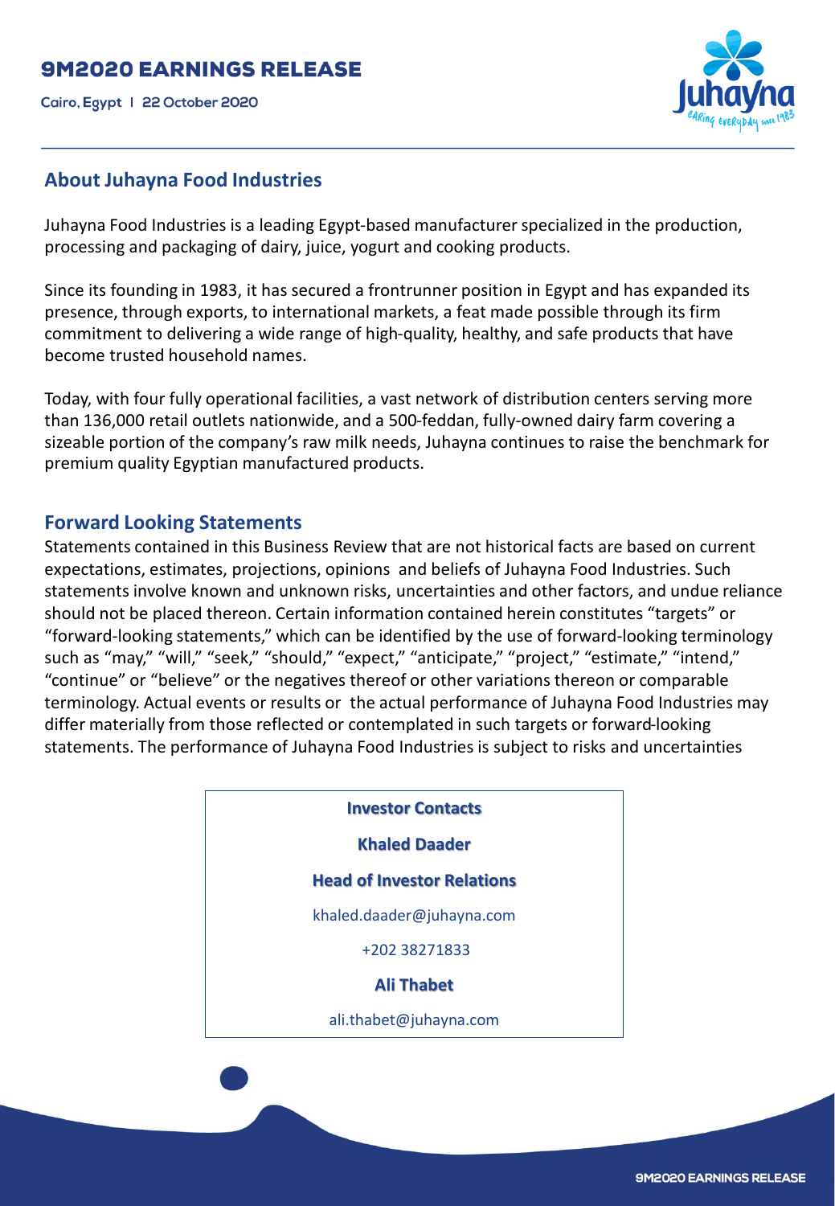# 9M2020 EARNINGS RELEASE

Cairo, Egypt | 22 October 2020

## About Juhayna Food Industries

Juhayna Food Industries is a leading Egypt-based manufacturer specialized in the production, processing and packaging of dairy, juice, yogurt and cooking products.

Since its founding in 1983, it has secured a frontrunner position in Egypt and has expanded its presence, through exports, to international markets, a feat made possible through its firm commitment to delivering a wide range of high-quality, healthy, and safe products that have become trusted household names.

Today, with four fully operational facilities, a vast network of distribution centers serving more than 136,000 retail outlets nationwide, and a 500-feddan, fully-owned dairy farm covering a sizeable portion of the company's raw milk needs, Juhayna continues to raise the benchmark for premium quality Egyptian manufactured products.

## Forward Looking Statements

Statements contained in this Business Review that are not historical facts are based on current expectations, estimates, projections, opinions and beliefs of Juhayna Food Industries. Such statements involve known and unknown risks, uncertainties and other factors, and undue reliance should not be placed thereon. Certain information contained herein constitutes "targets" or "forward-looking statements," which can be identified by the use of forward-looking terminology such as "may," "will," "seek," "should," "expect," "anticipate," "project," "estimate," "intend," "continue" or "believe" or the negatives thereof or other variations thereon or comparable terminology. Actual events or results or the actual performance of Juhayna Food Industries may differ materially from those reflected or contemplated in such targets or forward-looking statements. The performance of Juhayna Food Industries is subject to risks and uncertainties

**Investor Contacts**

**Khaled Daader**

**Head of Investor Relations**

khaled.daader@juhayna.com

+202 38271833

**Ali Thabet**

ali.thabet@juhayna.com